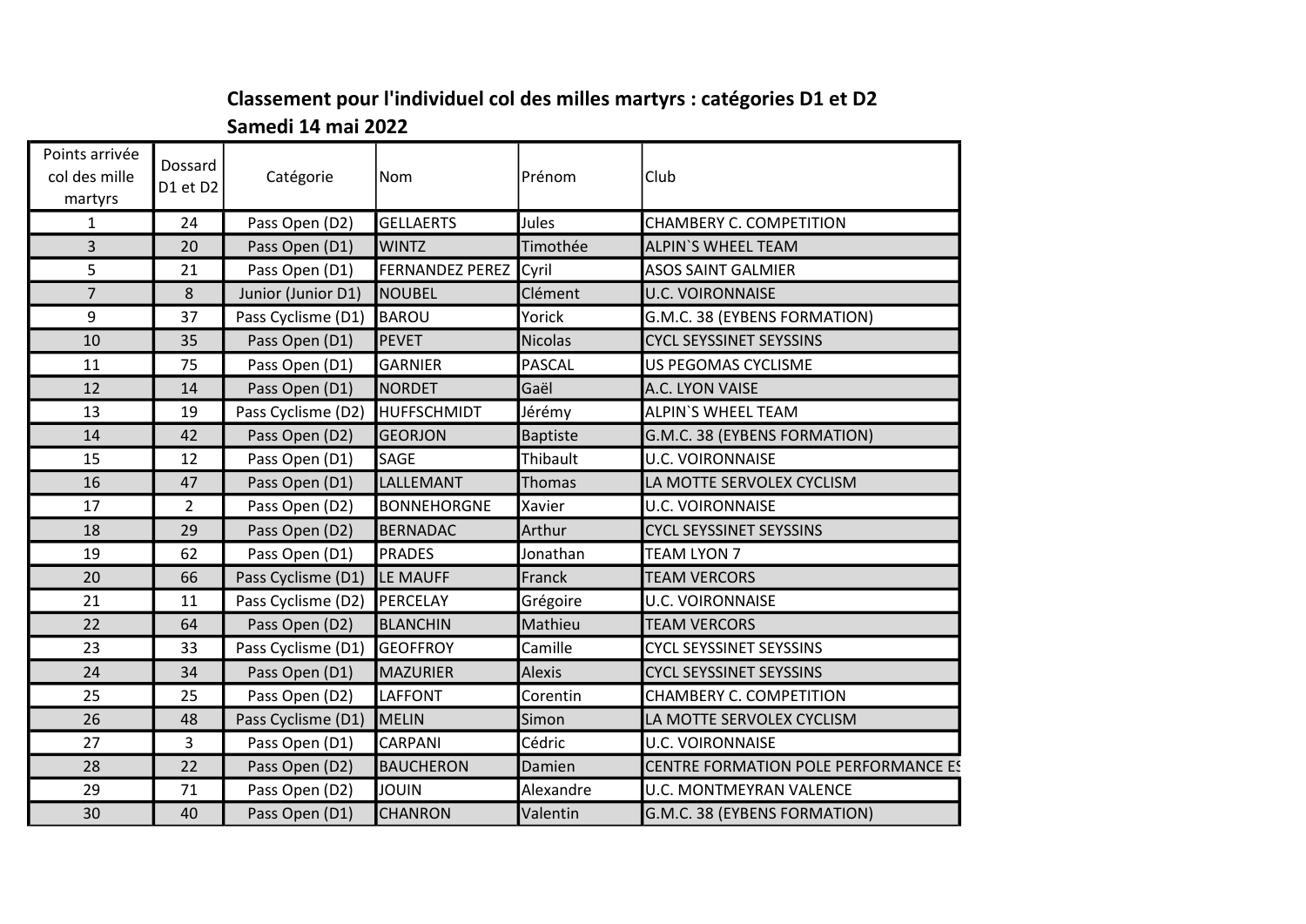**Classement pour l'individuel col des milles martyrs : catégories D1 et D2**

**Samedi 14 mai 2022**

| Points arrivée col des mille martyrs | Dossard D1 et D2 | Catégorie | Nom | Prénom | Club |
|---|---|---|---|---|---|
| 1 | 24 | Pass Open (D2) | GELLAERTS | Jules | CHAMBERY C. COMPETITION |
| 3 | 20 | Pass Open (D1) | WINTZ | Timothée | ALPIN`S WHEEL TEAM |
| 5 | 21 | Pass Open (D1) | FERNANDEZ PEREZ | Cyril | ASOS SAINT GALMIER |
| 7 | 8 | Junior (Junior D1) | NOUBEL | Clément | U.C. VOIRONNAISE |
| 9 | 37 | Pass Cyclisme (D1) | BAROU | Yorick | G.M.C. 38 (EYBENS FORMATION) |
| 10 | 35 | Pass Open (D1) | PEVET | Nicolas | CYCL SEYSSINET SEYSSINS |
| 11 | 75 | Pass Open (D1) | GARNIER | PASCAL | US PEGOMAS CYCLISME |
| 12 | 14 | Pass Open (D1) | NORDET | Gaël | A.C. LYON VAISE |
| 13 | 19 | Pass Cyclisme (D2) | HUFFSCHMIDT | Jérémy | ALPIN`S WHEEL TEAM |
| 14 | 42 | Pass Open (D2) | GEORJON | Baptiste | G.M.C. 38 (EYBENS FORMATION) |
| 15 | 12 | Pass Open (D1) | SAGE | Thibault | U.C. VOIRONNAISE |
| 16 | 47 | Pass Open (D1) | LALLEMANT | Thomas | LA MOTTE SERVOLEX CYCLISM |
| 17 | 2 | Pass Open (D2) | BONNEHORGNE | Xavier | U.C. VOIRONNAISE |
| 18 | 29 | Pass Open (D2) | BERNADAC | Arthur | CYCL SEYSSINET SEYSSINS |
| 19 | 62 | Pass Open (D1) | PRADES | Jonathan | TEAM LYON 7 |
| 20 | 66 | Pass Cyclisme (D1) | LE MAUFF | Franck | TEAM VERCORS |
| 21 | 11 | Pass Cyclisme (D2) | PERCELAY | Grégoire | U.C. VOIRONNAISE |
| 22 | 64 | Pass Open (D2) | BLANCHIN | Mathieu | TEAM VERCORS |
| 23 | 33 | Pass Cyclisme (D1) | GEOFFROY | Camille | CYCL SEYSSINET SEYSSINS |
| 24 | 34 | Pass Open (D1) | MAZURIER | Alexis | CYCL SEYSSINET SEYSSINS |
| 25 | 25 | Pass Open (D2) | LAFFONT | Corentin | CHAMBERY C. COMPETITION |
| 26 | 48 | Pass Cyclisme (D1) | MELIN | Simon | LA MOTTE SERVOLEX CYCLISM |
| 27 | 3 | Pass Open (D1) | CARPANI | Cédric | U.C. VOIRONNAISE |
| 28 | 22 | Pass Open (D2) | BAUCHERON | Damien | CENTRE FORMATION POLE PERFORMANCE ES |
| 29 | 71 | Pass Open (D2) | JOUIN | Alexandre | U.C. MONTMEYRAN VALENCE |
| 30 | 40 | Pass Open (D1) | CHANRON | Valentin | G.M.C. 38 (EYBENS FORMATION) |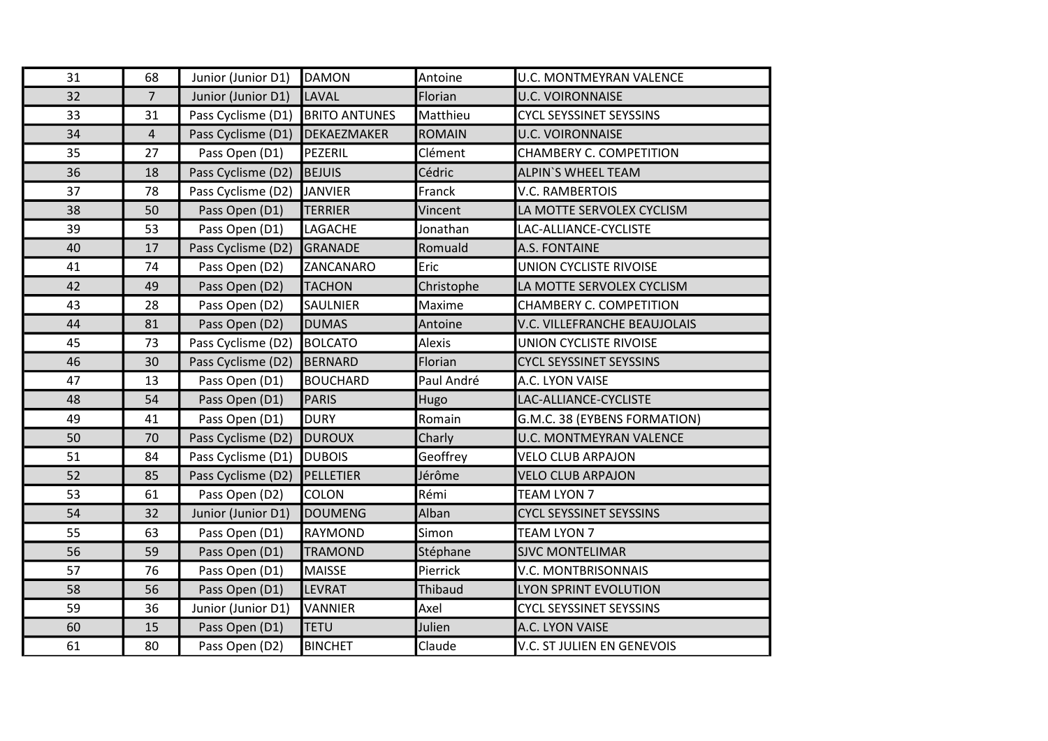| | | | | | |
|---|---|---|---|---|---|
| 31 | 68 | Junior (Junior D1) | DAMON | Antoine | U.C. MONTMEYRAN VALENCE |
| 32 | 7 | Junior (Junior D1) | LAVAL | Florian | U.C. VOIRONNAISE |
| 33 | 31 | Pass Cyclisme (D1) | BRITO ANTUNES | Matthieu | CYCL SEYSSINET SEYSSINS |
| 34 | 4 | Pass Cyclisme (D1) | DEKAEZMAKER | ROMAIN | U.C. VOIRONNAISE |
| 35 | 27 | Pass Open (D1) | PEZERIL | Clément | CHAMBERY C. COMPETITION |
| 36 | 18 | Pass Cyclisme (D2) | BEJUIS | Cédric | ALPIN`S WHEEL TEAM |
| 37 | 78 | Pass Cyclisme (D2) | JANVIER | Franck | V.C. RAMBERTOIS |
| 38 | 50 | Pass Open (D1) | TERRIER | Vincent | LA MOTTE SERVOLEX CYCLISM |
| 39 | 53 | Pass Open (D1) | LAGACHE | Jonathan | LAC-ALLIANCE-CYCLISTE |
| 40 | 17 | Pass Cyclisme (D2) | GRANADE | Romuald | A.S. FONTAINE |
| 41 | 74 | Pass Open (D2) | ZANCANARO | Eric | UNION CYCLISTE RIVOISE |
| 42 | 49 | Pass Open (D2) | TACHON | Christophe | LA MOTTE SERVOLEX CYCLISM |
| 43 | 28 | Pass Open (D2) | SAULNIER | Maxime | CHAMBERY C. COMPETITION |
| 44 | 81 | Pass Open (D2) | DUMAS | Antoine | V.C. VILLEFRANCHE BEAUJOLAIS |
| 45 | 73 | Pass Cyclisme (D2) | BOLCATO | Alexis | UNION CYCLISTE RIVOISE |
| 46 | 30 | Pass Cyclisme (D2) | BERNARD | Florian | CYCL SEYSSINET SEYSSINS |
| 47 | 13 | Pass Open (D1) | BOUCHARD | Paul André | A.C. LYON VAISE |
| 48 | 54 | Pass Open (D1) | PARIS | Hugo | LAC-ALLIANCE-CYCLISTE |
| 49 | 41 | Pass Open (D1) | DURY | Romain | G.M.C. 38 (EYBENS FORMATION) |
| 50 | 70 | Pass Cyclisme (D2) | DUROUX | Charly | U.C. MONTMEYRAN VALENCE |
| 51 | 84 | Pass Cyclisme (D1) | DUBOIS | Geoffrey | VELO CLUB ARPAJON |
| 52 | 85 | Pass Cyclisme (D2) | PELLETIER | Jérôme | VELO CLUB ARPAJON |
| 53 | 61 | Pass Open (D2) | COLON | Rémi | TEAM LYON 7 |
| 54 | 32 | Junior (Junior D1) | DOUMENG | Alban | CYCL SEYSSINET SEYSSINS |
| 55 | 63 | Pass Open (D1) | RAYMOND | Simon | TEAM LYON 7 |
| 56 | 59 | Pass Open (D1) | TRAMOND | Stéphane | SJVC MONTELIMAR |
| 57 | 76 | Pass Open (D1) | MAISSE | Pierrick | V.C. MONTBRISONNAIS |
| 58 | 56 | Pass Open (D1) | LEVRAT | Thibaud | LYON SPRINT EVOLUTION |
| 59 | 36 | Junior (Junior D1) | VANNIER | Axel | CYCL SEYSSINET SEYSSINS |
| 60 | 15 | Pass Open (D1) | TETU | Julien | A.C. LYON VAISE |
| 61 | 80 | Pass Open (D2) | BINCHET | Claude | V.C. ST JULIEN EN GENEVOIS |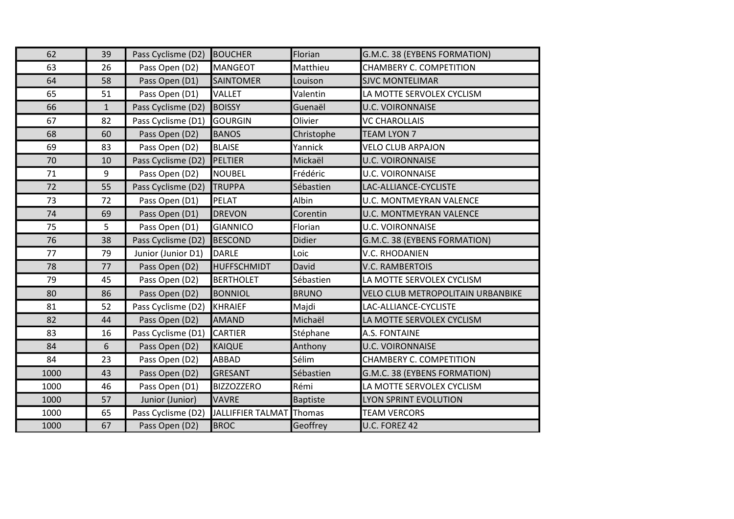| | | | | | |
|---|---|---|---|---|---|
| 62 | 39 | Pass Cyclisme (D2) | BOUCHER | Florian | G.M.C. 38 (EYBENS FORMATION) |
| 63 | 26 | Pass Open (D2) | MANGEOT | Matthieu | CHAMBERY C. COMPETITION |
| 64 | 58 | Pass Open (D1) | SAINTOMER | Louison | SJVC MONTELIMAR |
| 65 | 51 | Pass Open (D1) | VALLET | Valentin | LA MOTTE SERVOLEX CYCLISM |
| 66 | 1 | Pass Cyclisme (D2) | BOISSY | Guenaël | U.C. VOIRONNAISE |
| 67 | 82 | Pass Cyclisme (D1) | GOURGIN | Olivier | VC CHAROLLAIS |
| 68 | 60 | Pass Open (D2) | BANOS | Christophe | TEAM LYON 7 |
| 69 | 83 | Pass Open (D2) | BLAISE | Yannick | VELO CLUB ARPAJON |
| 70 | 10 | Pass Cyclisme (D2) | PELTIER | Mickaël | U.C. VOIRONNAISE |
| 71 | 9 | Pass Open (D2) | NOUBEL | Frédéric | U.C. VOIRONNAISE |
| 72 | 55 | Pass Cyclisme (D2) | TRUPPA | Sébastien | LAC-ALLIANCE-CYCLISTE |
| 73 | 72 | Pass Open (D1) | PELAT | Albin | U.C. MONTMEYRAN VALENCE |
| 74 | 69 | Pass Open (D1) | DREVON | Corentin | U.C. MONTMEYRAN VALENCE |
| 75 | 5 | Pass Open (D1) | GIANNICO | Florian | U.C. VOIRONNAISE |
| 76 | 38 | Pass Cyclisme (D2) | BESCOND | Didier | G.M.C. 38 (EYBENS FORMATION) |
| 77 | 79 | Junior (Junior D1) | DARLE | Loic | V.C. RHODANIEN |
| 78 | 77 | Pass Open (D2) | HUFFSCHMIDT | David | V.C. RAMBERTOIS |
| 79 | 45 | Pass Open (D2) | BERTHOLET | Sébastien | LA MOTTE SERVOLEX CYCLISM |
| 80 | 86 | Pass Open (D2) | BONNIOL | BRUNO | VELO CLUB METROPOLITAIN URBANBIKE |
| 81 | 52 | Pass Cyclisme (D2) | KHRAIEF | Majdi | LAC-ALLIANCE-CYCLISTE |
| 82 | 44 | Pass Open (D2) | AMAND | Michaël | LA MOTTE SERVOLEX CYCLISM |
| 83 | 16 | Pass Cyclisme (D1) | CARTIER | Stéphane | A.S. FONTAINE |
| 84 | 6 | Pass Open (D2) | KAIQUE | Anthony | U.C. VOIRONNAISE |
| 84 | 23 | Pass Open (D2) | ABBAD | Sélim | CHAMBERY C. COMPETITION |
| 1000 | 43 | Pass Open (D2) | GRESANT | Sébastien | G.M.C. 38 (EYBENS FORMATION) |
| 1000 | 46 | Pass Open (D1) | BIZZOZZERO | Rémi | LA MOTTE SERVOLEX CYCLISM |
| 1000 | 57 | Junior (Junior) | VAVRE | Baptiste | LYON SPRINT EVOLUTION |
| 1000 | 65 | Pass Cyclisme (D2) | JALLIFFIER TALMAT | Thomas | TEAM VERCORS |
| 1000 | 67 | Pass Open (D2) | BROC | Geoffrey | U.C. FOREZ 42 |